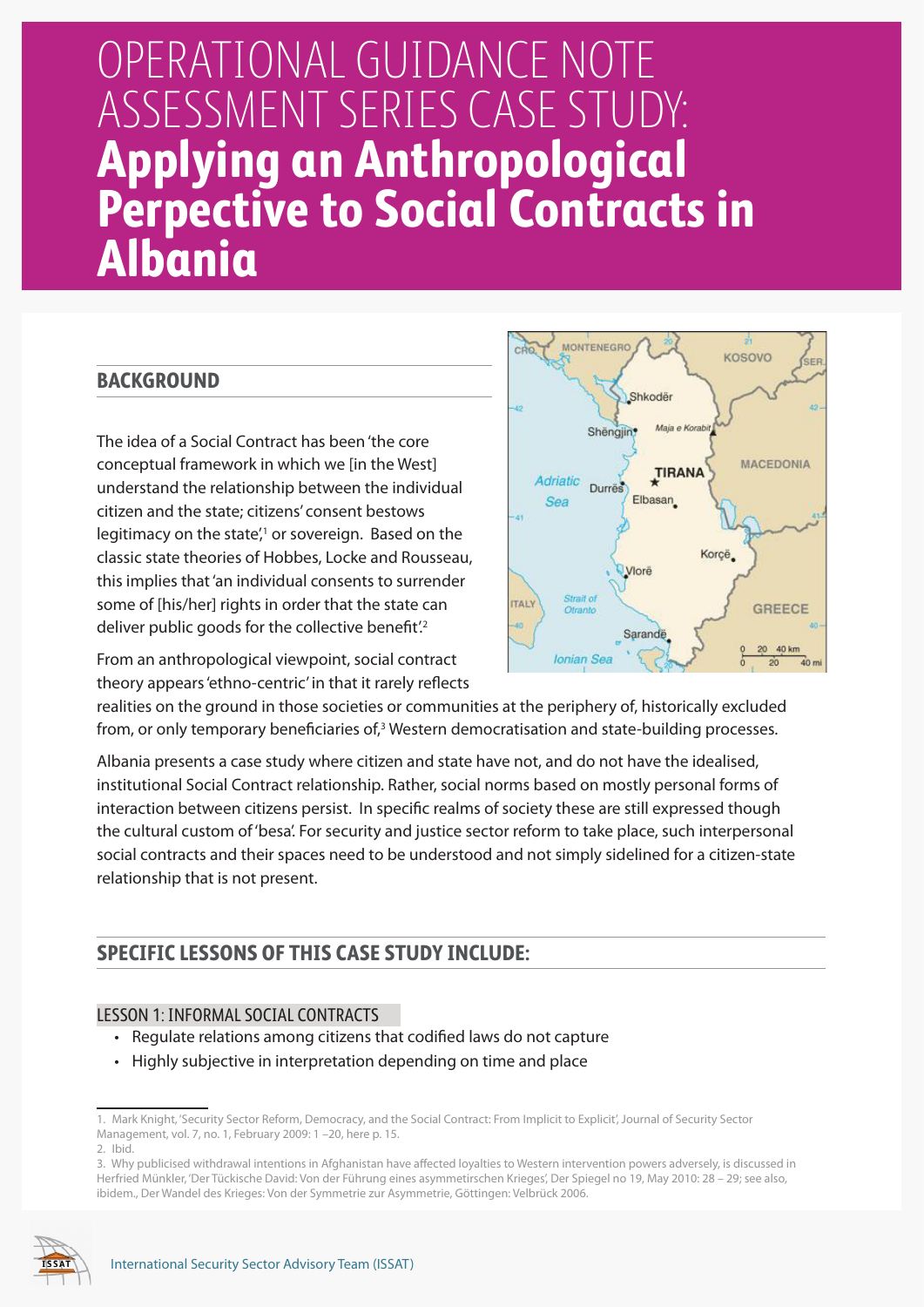# OPERATIONAL GUIDANCE NOTE ASSESSMENT SERIES CASE STUDY: **Applying an Anthropological Perpective to Social Contracts in Albania**

## BACKGROUND

The idea of a Social Contract has been 'the core conceptual framework in which we [in the West] understand the relationship between the individual citizen and the state; citizens' consent bestows legitimacy on the state',[1] or sovereign. Based on the classic state theories of Hobbes, Locke and Rousseau, this implies that 'an individual consents to surrender some of [his/her] rights in order that the state can deliver public goods for the collective benefit'.[2]

From an anthropological viewpoint, social contract theory appears 'ethno-centric' in that it rarely reflects realities on the ground in those societies or communities at the periphery of, historically excluded from, or only temporary beneficiaries of,[3] Western democratisation and state-building processes.

Albania presents a case study where citizen and state have not, and do not have the idealised, institutional Social Contract relationship. Rather, social norms based on mostly personal forms of interaction between citizens persist. In specific realms of society these are still expressed though the cultural custom of 'besa'. For security and justice sector reform to take place, such interpersonal social contracts and their spaces need to be understood and not simply sidelined for a citizen-state relationship that is not present.

## SPECIFIC LESSONS OF THIS CASE STUDY INCLUDE:

### LESSON 1: INFORMAL SOCIAL CONTRACTS

- Regulate relations among citizens that codified laws do not capture
- Highly subjective in interpretation depending on time and place

---

1. Mark Knight, 'Security Sector Reform, Democracy, and the Social Contract: From Implicit to Explicit', Journal of Security Sector Management, vol. 7, no. 1, February 2009: 1 –20, here p. 15.
2. Ibid.
3. Why publicised withdrawal intentions in Afghanistan have affected loyalties to Western intervention powers adversely, is discussed in Herfried Münkler, 'Der Tückische David: Von der Führung eines asymmetirschen Krieges', Der Spiegel no 19, May 2010: 28 – 29; see also, ibidem., Der Wandel des Krieges: Von der Symmetrie zur Asymmetrie, Göttingen: Velbrück 2006.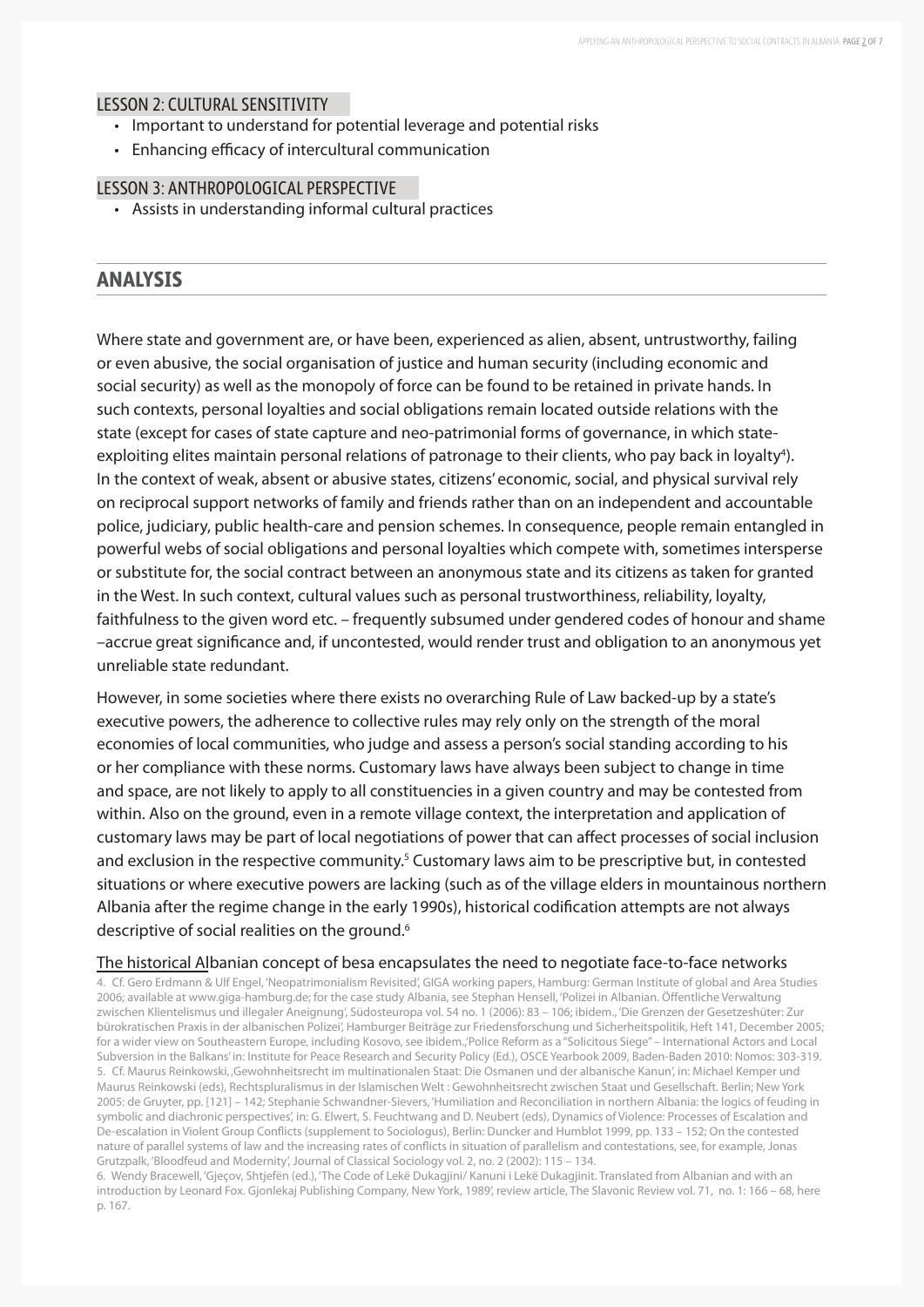### LESSON 2: CULTURAL SENSITIVITY

- Important to understand for potential leverage and potential risks
- Enhancing efficacy of intercultural communication

### LESSON 3: ANTHROPOLOGICAL PERSPECTIVE

- Assists in understanding informal cultural practices

## ANALYSIS

Where state and government are, or have been, experienced as alien, absent, untrustworthy, failing or even abusive, the social organisation of justice and human security (including economic and social security) as well as the monopoly of force can be found to be retained in private hands. In such contexts, personal loyalties and social obligations remain located outside relations with the state (except for cases of state capture and neo-patrimonial forms of governance, in which state-exploiting elites maintain personal relations of patronage to their clients, who pay back in loyalty[4]). In the context of weak, absent or abusive states, citizens' economic, social, and physical survival rely on reciprocal support networks of family and friends rather than on an independent and accountable police, judiciary, public health-care and pension schemes. In consequence, people remain entangled in powerful webs of social obligations and personal loyalties which compete with, sometimes intersperse or substitute for, the social contract between an anonymous state and its citizens as taken for granted in the West. In such context, cultural values such as personal trustworthiness, reliability, loyalty, faithfulness to the given word etc. – frequently subsumed under gendered codes of honour and shame –accrue great significance and, if uncontested, would render trust and obligation to an anonymous yet unreliable state redundant.

However, in some societies where there exists no overarching Rule of Law backed-up by a state's executive powers, the adherence to collective rules may rely only on the strength of the moral economies of local communities, who judge and assess a person's social standing according to his or her compliance with these norms. Customary laws have always been subject to change in time and space, are not likely to apply to all constituencies in a given country and may be contested from within. Also on the ground, even in a remote village context, the interpretation and application of customary laws may be part of local negotiations of power that can affect processes of social inclusion and exclusion in the respective community.[5] Customary laws aim to be prescriptive but, in contested situations or where executive powers are lacking (such as of the village elders in mountainous northern Albania after the regime change in the early 1990s), historical codification attempts are not always descriptive of social realities on the ground.[6]

The historical Albanian concept of besa encapsulates the need to negotiate face-to-face networks

4. Cf. Gero Erdmann & Ulf Engel, 'Neopatrimonialism Revisited', GIGA working papers, Hamburg: German Institute of global and Area Studies 2006; available at www.giga-hamburg.de; for the case study Albania, see Stephan Hensell, 'Polizei in Albanien. Öffentliche Verwaltung zwischen Klientelismus und illegaler Aneignung', Südosteuropa vol. 54 no. 1 (2006): 83 – 106; ibidem., 'Die Grenzen der Gesetzeshüter: Zur bürokratischen Praxis in der albanischen Polizei', Hamburger Beiträge zur Friedensforschung und Sicherheitspolitik, Heft 141, December 2005; for a wider view on Southeastern Europe, including Kosovo, see ibidem.,'Police Reform as a "Solicitous Siege" – International Actors and Local Subversion in the Balkans' in: Institute for Peace Research and Security Policy (Ed.), OSCE Yearbook 2009, Baden-Baden 2010: Nomos: 303-319.

5. Cf. Maurus Reinkowski, ,Gewohnheitsrecht im multinationalen Staat: Die Osmanen und der albanische Kanun', in: Michael Kemper und Maurus Reinkowski (eds), Rechtspluralismus in der Islamischen Welt : Gewohnheitsrecht zwischen Staat und Gesellschaft. Berlin; New York 2005: de Gruyter, pp. [121] – 142; Stephanie Schwandner-Sievers, 'Humiliation and Reconciliation in northern Albania: the logics of feuding in symbolic and diachronic perspectives', in: G. Elwert, S. Feuchtwang and D. Neubert (eds), Dynamics of Violence: Processes of Escalation and De-escalation in Violent Group Conflicts (supplement to Sociologus), Berlin: Duncker and Humblot 1999, pp. 133 – 152; On the contested nature of parallel systems of law and the increasing rates of conflicts in situation of parallelism and contestations, see, for example, Jonas Grutzpalk, 'Bloodfeud and Modernity', Journal of Classical Sociology vol. 2, no. 2 (2002): 115 – 134.

6. Wendy Bracewell, 'Gjeçov, Shtjefën (ed.), 'The Code of Lekë Dukagjini/ Kanuni i Lekë Dukagjinit. Translated from Albanian and with an introduction by Leonard Fox. Gjonlekaj Publishing Company, New York, 1989', review article, The Slavonic Review vol. 71, no. 1: 166 – 68, here p. 167.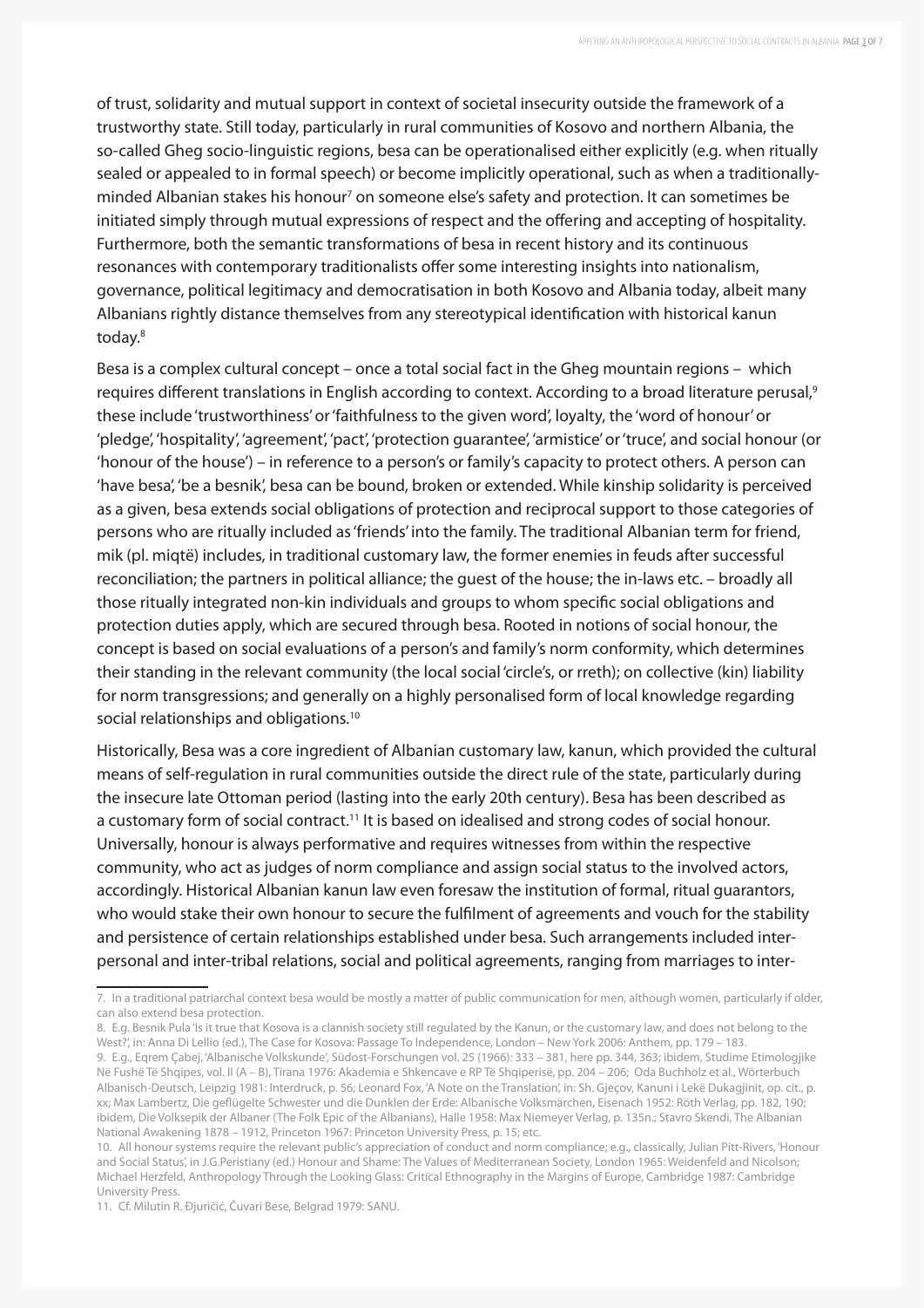of trust, solidarity and mutual support in context of societal insecurity outside the framework of a trustworthy state. Still today, particularly in rural communities of Kosovo and northern Albania, the so-called Gheg socio-linguistic regions, besa can be operationalised either explicitly (e.g. when ritually sealed or appealed to in formal speech) or become implicitly operational, such as when a traditionally-minded Albanian stakes his honour[7] on someone else's safety and protection. It can sometimes be initiated simply through mutual expressions of respect and the offering and accepting of hospitality. Furthermore, both the semantic transformations of besa in recent history and its continuous resonances with contemporary traditionalists offer some interesting insights into nationalism, governance, political legitimacy and democratisation in both Kosovo and Albania today, albeit many Albanians rightly distance themselves from any stereotypical identification with historical kanun today.[8]

Besa is a complex cultural concept – once a total social fact in the Gheg mountain regions – which requires different translations in English according to context. According to a broad literature perusal,[9] these include 'trustworthiness' or 'faithfulness to the given word', loyalty, the 'word of honour' or 'pledge', 'hospitality', 'agreement', 'pact', 'protection guarantee', 'armistice' or 'truce', and social honour (or 'honour of the house') – in reference to a person's or family's capacity to protect others. A person can 'have besa', 'be a besnik', besa can be bound, broken or extended. While kinship solidarity is perceived as a given, besa extends social obligations of protection and reciprocal support to those categories of persons who are ritually included as 'friends' into the family. The traditional Albanian term for friend, mik (pl. miqtë) includes, in traditional customary law, the former enemies in feuds after successful reconciliation; the partners in political alliance; the guest of the house; the in-laws etc. – broadly all those ritually integrated non-kin individuals and groups to whom specific social obligations and protection duties apply, which are secured through besa. Rooted in notions of social honour, the concept is based on social evaluations of a person's and family's norm conformity, which determines their standing in the relevant community (the local social 'circle's, or rreth); on collective (kin) liability for norm transgressions; and generally on a highly personalised form of local knowledge regarding social relationships and obligations.[10]

Historically, Besa was a core ingredient of Albanian customary law, kanun, which provided the cultural means of self-regulation in rural communities outside the direct rule of the state, particularly during the insecure late Ottoman period (lasting into the early 20th century). Besa has been described as a customary form of social contract.[11] It is based on idealised and strong codes of social honour. Universally, honour is always performative and requires witnesses from within the respective community, who act as judges of norm compliance and assign social status to the involved actors, accordingly. Historical Albanian kanun law even foresaw the institution of formal, ritual guarantors, who would stake their own honour to secure the fulfilment of agreements and vouch for the stability and persistence of certain relationships established under besa. Such arrangements included inter-personal and inter-tribal relations, social and political agreements, ranging from marriages to inter-

---

7. In a traditional patriarchal context besa would be mostly a matter of public communication for men, although women, particularly if older, can also extend besa protection.

8. E.g. Besnik Pula 'Is it true that Kosova is a clannish society still regulated by the Kanun, or the customary law, and does not belong to the West?', in: Anna Di Lellio (ed.), The Case for Kosova: Passage To Independence, London – New York 2006: Anthem, pp. 179 – 183.

9. E.g., Eqrem Çabej, 'Albanische Volkskunde', Südost-Forschungen vol. 25 (1966): 333 – 381, here pp. 344, 363; ibidem, Studime Etimologjike Në Fushë Të Shqipes, vol. II (A – B), Tirana 1976: Akademia e Shkencave e RP Të Shqiperisë, pp. 204 – 206; Oda Buchholz et al., Wörterbuch Albanisch-Deutsch, Leipzig 1981: Interdruck, p. 56; Leonard Fox, 'A Note on the Translation', in: Sh. Gjeçov, Kanuni i Lekë Dukagjinit, op. cit., p. xx; Max Lambertz, Die geflügelte Schwester und die Dunklen der Erde: Albanische Volksmärchen, Eisenach 1952: Röth Verlag, pp. 182, 190; ibidem, Die Volksepik der Albaner (The Folk Epic of the Albanians), Halle 1958: Max Niemeyer Verlag, p. 135n.; Stavro Skendi, The Albanian National Awakening 1878 – 1912, Princeton 1967: Princeton University Press, p. 15; etc.

10. All honour systems require the relevant public's appreciation of conduct and norm compliance; e.g., classically, Julian Pitt-Rivers, 'Honour and Social Status', in J.G.Peristiany (ed.) Honour and Shame: The Values of Mediterranean Society, London 1965: Weidenfeld and Nicolson; Michael Herzfeld, Anthropology Through the Looking Glass: Critical Ethnography in the Margins of Europe, Cambridge 1987: Cambridge University Press.

11. Cf. Milutin R. Đuričić, Čuvari Bese, Belgrad 1979: SANU.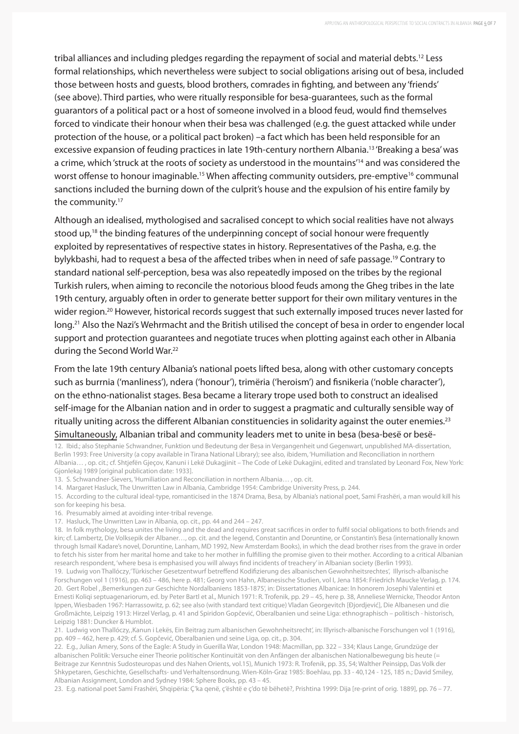tribal alliances and including pledges regarding the repayment of social and material debts.[12] Less formal relationships, which nevertheless were subject to social obligations arising out of besa, included those between hosts and guests, blood brothers, comrades in fighting, and between any 'friends' (see above). Third parties, who were ritually responsible for besa-guarantees, such as the formal guarantors of a political pact or a host of someone involved in a blood feud, would find themselves forced to vindicate their honour when their besa was challenged (e.g. the guest attacked while under protection of the house, or a political pact broken) –a fact which has been held responsible for an excessive expansion of feuding practices in late 19th-century northern Albania.[13] 'Breaking a besa' was a crime, which 'struck at the roots of society as understood in the mountains'[14] and was considered the worst offense to honour imaginable.[15] When affecting community outsiders, pre-emptive[16] communal sanctions included the burning down of the culprit's house and the expulsion of his entire family by the community.[17]

Although an idealised, mythologised and sacralised concept to which social realities have not always stood up,[18] the binding features of the underpinning concept of social honour were frequently exploited by representatives of respective states in history. Representatives of the Pasha, e.g. the bylykbashi, had to request a besa of the affected tribes when in need of safe passage.[19] Contrary to standard national self-perception, besa was also repeatedly imposed on the tribes by the regional Turkish rulers, when aiming to reconcile the notorious blood feuds among the Gheg tribes in the late 19th century, arguably often in order to generate better support for their own military ventures in the wider region.[20] However, historical records suggest that such externally imposed truces never lasted for long.[21] Also the Nazi's Wehrmacht and the British utilised the concept of besa in order to engender local support and protection guarantees and negotiate truces when plotting against each other in Albania during the Second World War.[22]

From the late 19th century Albania's national poets lifted besa, along with other customary concepts such as burrnia ('manliness'), ndera ('honour'), trimëria ('heroism') and fisnikeria ('noble character'), on the ethno-nationalist stages. Besa became a literary trope used both to construct an idealised self-image for the Albanian nation and in order to suggest a pragmatic and culturally sensible way of ritually uniting across the different Albanian constituencies in solidarity against the outer enemies.[23] Simultaneously, Albanian tribal and community leaders met to unite in besa (besa-besë or besë-

12. Ibid.; also Stephanie Schwandner, Funktion und Bedeutung der Besa in Vergangenheit und Gegenwart, unpublished MA-dissertation, Berlin 1993: Free University (a copy available in Tirana National Library); see also, ibidem, 'Humiliation and Reconciliation in northern Albania… , op. cit.; cf. Shtjefën Gjeçov, Kanuni i Lekë Dukagjinit – The Code of Lekë Dukagjini, edited and translated by Leonard Fox, New York: Gjonlekaj 1989 [original publication date: 1933].

13. S. Schwandner-Sievers, 'Humiliation and Reconciliation in northern Albania… , op. cit.

14. Margaret Hasluck, The Unwritten Law in Albania, Cambridge 1954: Cambridge University Press, p. 244.

15. According to the cultural ideal-type, romanticised in the 1874 Drama, Besa, by Albania's national poet, Sami Frashëri, a man would kill his son for keeping his besa.

16. Presumably aimed at avoiding inter-tribal revenge.

17. Hasluck, The Unwritten Law in Albania, op. cit., pp. 44 and 244 – 247.

18. In folk mythology, besa unites the living and the dead and requires great sacrifices in order to fulfil social obligations to both friends and kin; cf. Lambertz, Die Volksepik der Albaner…, op. cit. and the legend, Constantin and Doruntine, or Constantin's Besa (internationally known through Ismail Kadare's novel, Doruntine, Lanham, MD 1992, New Amsterdam Books), in which the dead brother rises from the grave in order to fetch his sister from her marital home and take to her mother in fulfilling the promise given to their mother. According to a critical Albanian research respondent, 'where besa is emphasised you will always find incidents of treachery' in Albanian society (Berlin 1993).

19. Ludwig von Thallóczy,'Türkischer Gesetzentwurf betreffend Kodifizierung des albanischen Gewohnheitsrechtes', Illyrisch-albanische Forschungen vol 1 (1916), pp. 463 – 486, here p. 481; Georg von Hahn, Albanesische Studien, vol I, Jena 1854: Friedrich Maucke Verlag, p. 174.

20. Gert Robel ,'Bemerkungen zur Geschichte Nordalbaniens 1853-1875', in: Dissertationes Albanicae: In honorem Josephi Valentini et Ernesti Koliqi septuagenariorum, ed. by Peter Bartl et al., Munich 1971: R. Trofenik, pp. 29 – 45, here p. 38, Anneliese Wernicke, Theodor Anton Ippen, Wiesbaden 1967: Harrassowitz, p. 62; see also (with standard text critique) Vladan Georgevitch [Đjordjević], Die Albanesen und die Großmächte, Leipzig 1913: Hirzel Verlag, p. 41 and Spiridon Gopčević, Oberalbanien und seine Liga: ethnographisch – politisch - historisch, Leipzig 1881: Duncker & Humblot.

21. Ludwig von Thallóczy,'Kanun i Lekës, Ein Beitrag zum albanischen Gewohnheitsrecht', in: Illyrisch-albanische Forschungen vol 1 (1916), pp. 409 – 462, here p. 429; cf. S. Gopčević, Oberalbanien und seine Liga, op. cit., p. 304.

22. E.g., Julian Amery, Sons of the Eagle: A Study in Guerilla War, London 1948: Macmillan, pp. 322 – 334; Klaus Lange, Grundzüge der albanischen Politik: Versuche einer Theorie politischer Kontinuität von den Anfängen der albanischen Nationalbewegung bis heute (= Beitrage zur Kenntnis Sudosteuropas und des Nahen Orients, vol.15), Munich 1973: R. Trofenik, pp. 35, 54; Walther Peinsipp, Das Volk der Shkypetaren, Geschichte, Gesellschafts- und Verhaltensordnung. Wien-Köln-Graz 1985: Boehlau, pp. 33 - 40,124 - 125, 185 n.; David Smiley, Albanian Assignment, London and Sydney 1984: Sphere Books, pp. 43 – 45.

23. E.g. national poet Sami Frashëri, Shqipëria: Ç'ka qenë, ç'është e ç'do të bëhetë?, Prishtina 1999: Dija [re-print of orig. 1889], pp. 76 – 77.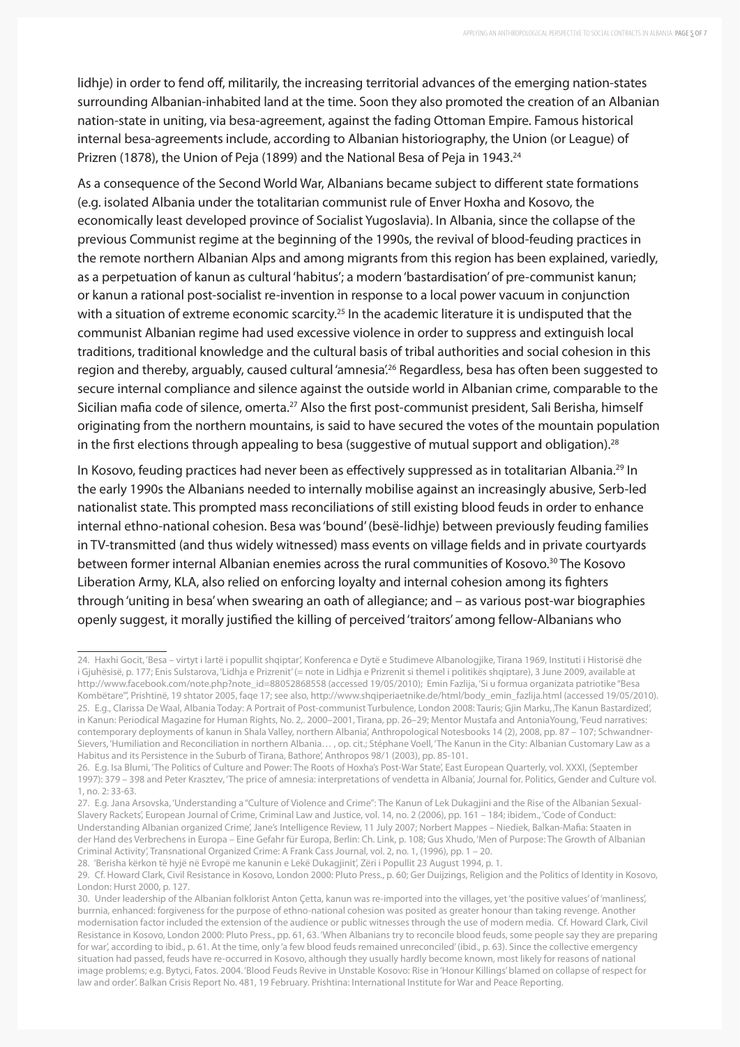lidhje) in order to fend off, militarily, the increasing territorial advances of the emerging nation-states surrounding Albanian-inhabited land at the time. Soon they also promoted the creation of an Albanian nation-state in uniting, via besa-agreement, against the fading Ottoman Empire. Famous historical internal besa-agreements include, according to Albanian historiography, the Union (or League) of Prizren (1878), the Union of Peja (1899) and the National Besa of Peja in 1943.[24]

As a consequence of the Second World War, Albanians became subject to different state formations (e.g. isolated Albania under the totalitarian communist rule of Enver Hoxha and Kosovo, the economically least developed province of Socialist Yugoslavia). In Albania, since the collapse of the previous Communist regime at the beginning of the 1990s, the revival of blood-feuding practices in the remote northern Albanian Alps and among migrants from this region has been explained, variedly, as a perpetuation of kanun as cultural 'habitus'; a modern 'bastardisation' of pre-communist kanun; or kanun a rational post-socialist re-invention in response to a local power vacuum in conjunction with a situation of extreme economic scarcity.[25] In the academic literature it is undisputed that the communist Albanian regime had used excessive violence in order to suppress and extinguish local traditions, traditional knowledge and the cultural basis of tribal authorities and social cohesion in this region and thereby, arguably, caused cultural 'amnesia'.[26] Regardless, besa has often been suggested to secure internal compliance and silence against the outside world in Albanian crime, comparable to the Sicilian mafia code of silence, omerta.[27] Also the first post-communist president, Sali Berisha, himself originating from the northern mountains, is said to have secured the votes of the mountain population in the first elections through appealing to besa (suggestive of mutual support and obligation).[28]

In Kosovo, feuding practices had never been as effectively suppressed as in totalitarian Albania.[29] In the early 1990s the Albanians needed to internally mobilise against an increasingly abusive, Serb-led nationalist state. This prompted mass reconciliations of still existing blood feuds in order to enhance internal ethno-national cohesion. Besa was 'bound' (besë-lidhje) between previously feuding families in TV-transmitted (and thus widely witnessed) mass events on village fields and in private courtyards between former internal Albanian enemies across the rural communities of Kosovo.[30] The Kosovo Liberation Army, KLA, also relied on enforcing loyalty and internal cohesion among its fighters through 'uniting in besa' when swearing an oath of allegiance; and – as various post-war biographies openly suggest, it morally justified the killing of perceived 'traitors' among fellow-Albanians who

---

24. Haxhi Gocit, 'Besa – virtyt i lartë i popullit shqiptar', Konferenca e Dytë e Studimeve Albanologjike, Tirana 1969, Instituti i Historisë dhe i Gjuhësisë, p. 177; Enis Sulstarova, 'Lidhja e Prizrenit' (= note in Lidhja e Prizrenit si themel i politikës shqiptare), 3 June 2009, available at http://www.facebook.com/note.php?note_id=88052868558 (accessed 19/05/2010); Emin Fazlija, 'Si u formua organizata patriotike "Besa Kombëtare"', Prishtinë, 19 shtator 2005, faqe 17; see also, http://www.shqiperiaetnike.de/html/body_emin_fazlija.html (accessed 19/05/2010).

25. E.g., Clarissa De Waal, Albania Today: A Portrait of Post-communist Turbulence, London 2008: Tauris; Gjin Marku, ,The Kanun Bastardized', in Kanun: Periodical Magazine for Human Rights, No. 2,. 2000–2001, Tirana, pp. 26–29; Mentor Mustafa and AntoniaYoung, 'Feud narratives: contemporary deployments of kanun in Shala Valley, northern Albania', Anthropological Notebooks 14 (2), 2008, pp. 87 – 107; Schwandner-Sievers, 'Humiliation and Reconciliation in northern Albania… , op. cit.; Stéphane Voell, 'The Kanun in the City: Albanian Customary Law as a Habitus and its Persistence in the Suburb of Tirana, Bathore', Anthropos 98/1 (2003), pp. 85-101.

26. E.g. Isa Blumi, 'The Politics of Culture and Power: The Roots of Hoxha's Post-War State', East European Quarterly, vol. XXXI, (September 1997): 379 – 398 and Peter Krasztev, 'The price of amnesia: interpretations of vendetta in Albania', Journal for. Politics, Gender and Culture vol. 1, no. 2: 33-63.

27. E.g. Jana Arsovska, 'Understanding a "Culture of Violence and Crime": The Kanun of Lek Dukagjini and the Rise of the Albanian Sexual-Slavery Rackets', European Journal of Crime, Criminal Law and Justice, vol. 14, no. 2 (2006), pp. 161 – 184; ibidem., 'Code of Conduct: Understanding Albanian organized Crime', Jane's Intelligence Review, 11 July 2007; Norbert Mappes – Niediek, Balkan-Mafia: Staaten in der Hand des Verbrechens in Europa – Eine Gefahr für Europa, Berlin: Ch. Link, p. 108; Gus Xhudo, 'Men of Purpose: The Growth of Albanian Criminal Activity', Transnational Organized Crime: A Frank Cass Journal, vol. 2, no. 1, (1996), pp. 1 – 20.

28. 'Berisha kërkon të hyjë në Evropë me kanunin e Lekë Dukagjinit', Zëri i Popullit 23 August 1994, p. 1.

29. Cf. Howard Clark, Civil Resistance in Kosovo, London 2000: Pluto Press., p. 60; Ger Duijzings, Religion and the Politics of Identity in Kosovo, London: Hurst 2000, p. 127.

30. Under leadership of the Albanian folklorist Anton Çetta, kanun was re-imported into the villages, yet 'the positive values' of 'manliness', burrnia, enhanced: forgiveness for the purpose of ethno-national cohesion was posited as greater honour than taking revenge. Another modernisation factor included the extension of the audience or public witnesses through the use of modern media. Cf. Howard Clark, Civil Resistance in Kosovo, London 2000: Pluto Press., pp. 61, 63. 'When Albanians try to reconcile blood feuds, some people say they are preparing for war', according to ibid., p. 61. At the time, only 'a few blood feuds remained unreconciled' (ibid., p. 63). Since the collective emergency situation had passed, feuds have re-occurred in Kosovo, although they usually hardly become known, most likely for reasons of national image problems; e.g. Bytyci, Fatos. 2004. 'Blood Feuds Revive in Unstable Kosovo: Rise in 'Honour Killings' blamed on collapse of respect for law and order'. Balkan Crisis Report No. 481, 19 February. Prishtina: International Institute for War and Peace Reporting.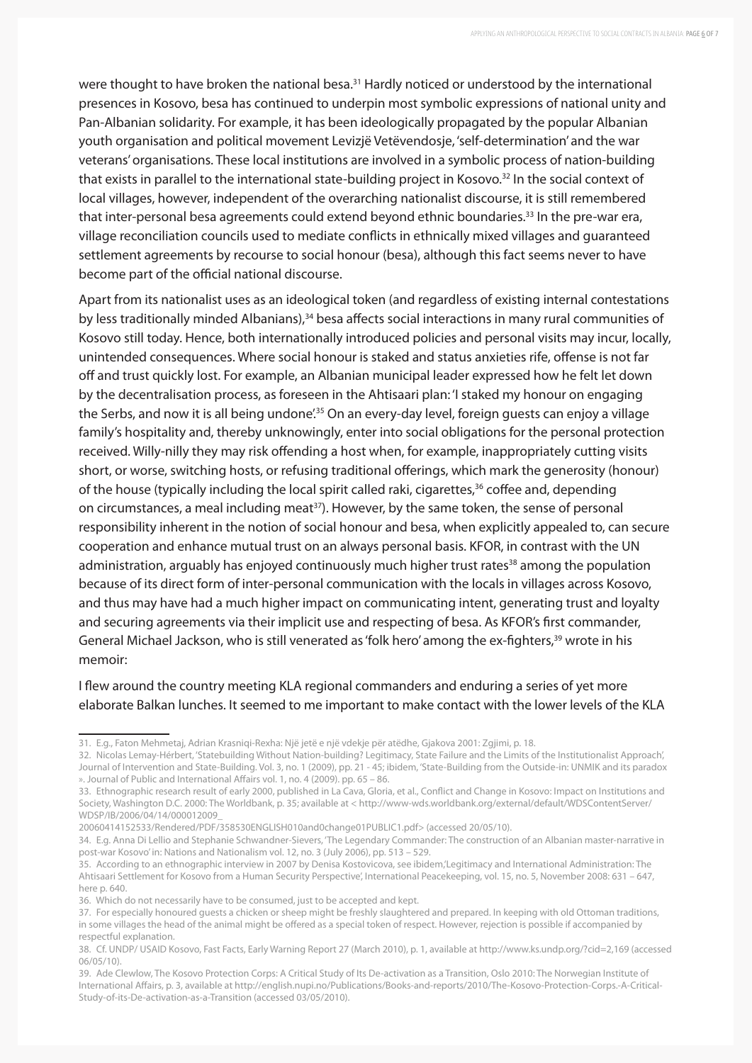were thought to have broken the national besa.[31] Hardly noticed or understood by the international presences in Kosovo, besa has continued to underpin most symbolic expressions of national unity and Pan-Albanian solidarity. For example, it has been ideologically propagated by the popular Albanian youth organisation and political movement Levizjë Vetëvendosje, 'self-determination' and the war veterans' organisations. These local institutions are involved in a symbolic process of nation-building that exists in parallel to the international state-building project in Kosovo.[32] In the social context of local villages, however, independent of the overarching nationalist discourse, it is still remembered that inter-personal besa agreements could extend beyond ethnic boundaries.[33] In the pre-war era, village reconciliation councils used to mediate conflicts in ethnically mixed villages and guaranteed settlement agreements by recourse to social honour (besa), although this fact seems never to have become part of the official national discourse.

Apart from its nationalist uses as an ideological token (and regardless of existing internal contestations by less traditionally minded Albanians),[34] besa affects social interactions in many rural communities of Kosovo still today. Hence, both internationally introduced policies and personal visits may incur, locally, unintended consequences. Where social honour is staked and status anxieties rife, offense is not far off and trust quickly lost. For example, an Albanian municipal leader expressed how he felt let down by the decentralisation process, as foreseen in the Ahtisaari plan: 'I staked my honour on engaging the Serbs, and now it is all being undone'.[35] On an every-day level, foreign guests can enjoy a village family's hospitality and, thereby unknowingly, enter into social obligations for the personal protection received. Willy-nilly they may risk offending a host when, for example, inappropriately cutting visits short, or worse, switching hosts, or refusing traditional offerings, which mark the generosity (honour) of the house (typically including the local spirit called raki, cigarettes,[36] coffee and, depending on circumstances, a meal including meat[37]). However, by the same token, the sense of personal responsibility inherent in the notion of social honour and besa, when explicitly appealed to, can secure cooperation and enhance mutual trust on an always personal basis. KFOR, in contrast with the UN administration, arguably has enjoyed continuously much higher trust rates[38] among the population because of its direct form of inter-personal communication with the locals in villages across Kosovo, and thus may have had a much higher impact on communicating intent, generating trust and loyalty and securing agreements via their implicit use and respecting of besa. As KFOR's first commander, General Michael Jackson, who is still venerated as 'folk hero' among the ex-fighters,[39] wrote in his memoir:

I flew around the country meeting KLA regional commanders and enduring a series of yet more elaborate Balkan lunches. It seemed to me important to make contact with the lower levels of the KLA

---

31. E.g., Faton Mehmetaj, Adrian Krasniqi-Rexha: Një jetë e një vdekje për atëdhe, Gjakova 2001: Zgjimi, p. 18.

32. Nicolas Lemay-Hérbert, 'Statebuilding Without Nation-building? Legitimacy, State Failure and the Limits of the Institutionalist Approach', Journal of Intervention and State-Building. Vol. 3, no. 1 (2009), pp. 21 - 45; ibidem, 'State-Building from the Outside-in: UNMIK and its paradox ». Journal of Public and International Affairs vol. 1, no. 4 (2009). pp. 65 – 86.

33. Ethnographic research result of early 2000, published in La Cava, Gloria, et al., Conflict and Change in Kosovo: Impact on Institutions and Society, Washington D.C. 2000: The Worldbank, p. 35; available at < http://www-wds.worldbank.org/external/default/WDSContentServer/WDSP/IB/2006/04/14/000012009_20060414152533/Rendered/PDF/358530ENGLISH010and0change01PUBLIC1.pdf> (accessed 20/05/10).

34. E.g. Anna Di Lellio and Stephanie Schwandner-Sievers, 'The Legendary Commander: The construction of an Albanian master-narrative in post-war Kosovo' in: Nations and Nationalism vol. 12, no. 3 (July 2006), pp. 513 – 529.

35. According to an ethnographic interview in 2007 by Denisa Kostovicova, see ibidem,'Legitimacy and International Administration: The Ahtisaari Settlement for Kosovo from a Human Security Perspective', International Peacekeeping, vol. 15, no. 5, November 2008: 631 – 647, here p. 640.

36. Which do not necessarily have to be consumed, just to be accepted and kept.

37. For especially honoured guests a chicken or sheep might be freshly slaughtered and prepared. In keeping with old Ottoman traditions, in some villages the head of the animal might be offered as a special token of respect. However, rejection is possible if accompanied by respectful explanation.

38. Cf. UNDP/ USAID Kosovo, Fast Facts, Early Warning Report 27 (March 2010), p. 1, available at http://www.ks.undp.org/?cid=2,169 (accessed 06/05/10).

39. Ade Clewlow, The Kosovo Protection Corps: A Critical Study of Its De-activation as a Transition, Oslo 2010: The Norwegian Institute of International Affairs, p. 3, available at http://english.nupi.no/Publications/Books-and-reports/2010/The-Kosovo-Protection-Corps.-A-Critical-Study-of-its-De-activation-as-a-Transition (accessed 03/05/2010).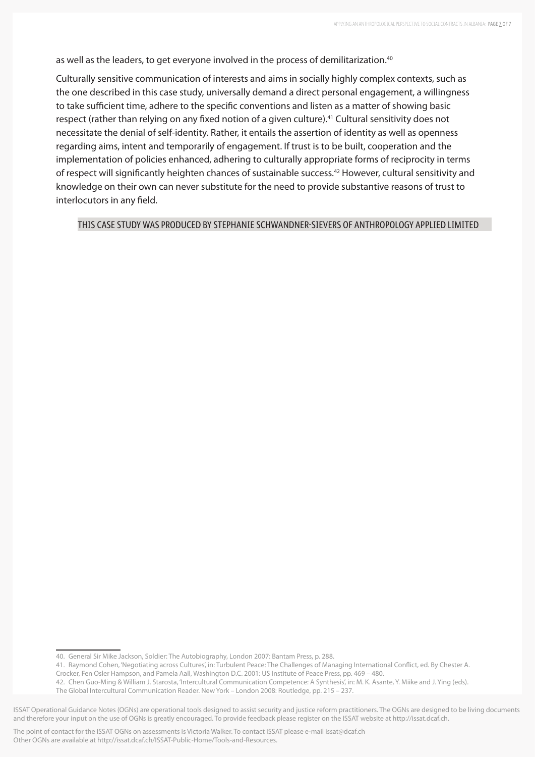as well as the leaders, to get everyone involved in the process of demilitarization.[40]

Culturally sensitive communication of interests and aims in socially highly complex contexts, such as the one described in this case study, universally demand a direct personal engagement, a willingness to take sufficient time, adhere to the specific conventions and listen as a matter of showing basic respect (rather than relying on any fixed notion of a given culture).[41] Cultural sensitivity does not necessitate the denial of self-identity. Rather, it entails the assertion of identity as well as openness regarding aims, intent and temporarily of engagement. If trust is to be built, cooperation and the implementation of policies enhanced, adhering to culturally appropriate forms of reciprocity in terms of respect will significantly heighten chances of sustainable success.[42] However, cultural sensitivity and knowledge on their own can never substitute for the need to provide substantive reasons of trust to interlocutors in any field.

THIS CASE STUDY WAS PRODUCED BY STEPHANIE SCHWANDNER-SIEVERS OF ANTHROPOLOGY APPLIED LIMITED

---

40. General Sir Mike Jackson, Soldier: The Autobiography, London 2007: Bantam Press, p. 288.

41. Raymond Cohen, 'Negotiating across Cultures', in: Turbulent Peace: The Challenges of Managing International Conflict, ed. By Chester A. Crocker, Fen Osler Hampson, and Pamela Aall, Washington D.C. 2001: US Institute of Peace Press, pp. 469 – 480.

42. Chen Guo-Ming & William J. Starosta, 'Intercultural Communication Competence: A Synthesis', in: M. K. Asante, Y. Miike and J. Ying (eds). The Global Intercultural Communication Reader. New York – London 2008: Routledge, pp. 215 – 237.

ISSAT Operational Guidance Notes (OGNs) are operational tools designed to assist security and justice reform practitioners. The OGNs are designed to be living documents and therefore your input on the use of OGNs is greatly encouraged. To provide feedback please register on the ISSAT website at http://issat.dcaf.ch.

The point of contact for the ISSAT OGNs on assessments is Victoria Walker. To contact ISSAT please e-mail issat@dcaf.ch
Other OGNs are available at http://issat.dcaf.ch/ISSAT-Public-Home/Tools-and-Resources.